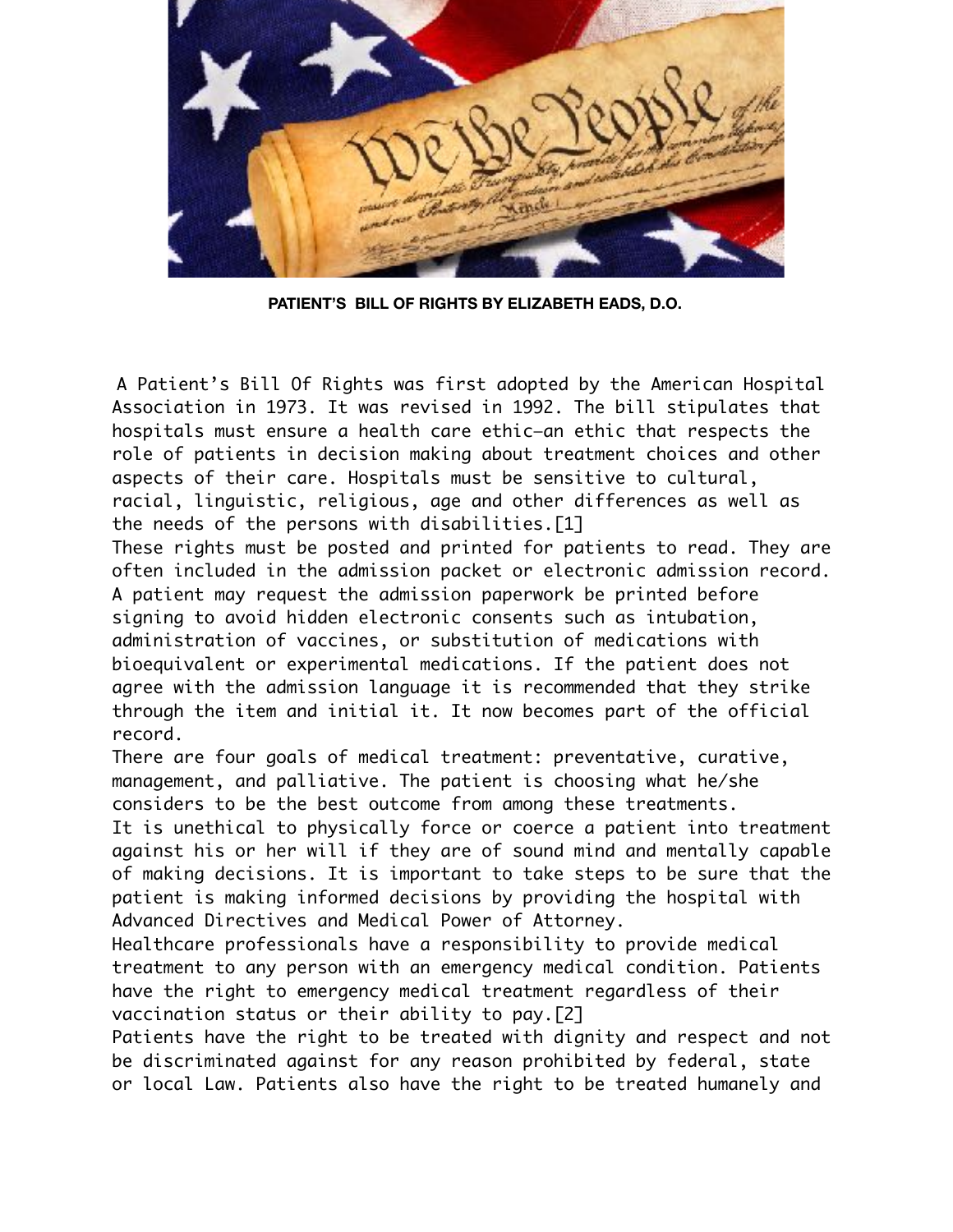**PATIENT'S BILL OF RIGHTS BY ELIZABETH EADS, D.O.**

A Patient's Bill Of Rights was first adopted by the American Hospital Association in 1973. It was revised in 1992. The bill stipulates that hospitals must ensure a health care ethic—an ethic that respects the role of patients in decision making about treatment choices and other aspects of their care. Hospitals must be sensitive to cultural, racial, linguistic, religious, age and other differences as well as the needs of the persons with disabilities.[1]

These rights must be posted and printed for patients to read. They are often included in the admission packet or electronic admission record. A patient may request the admission paperwork be printed before signing to avoid hidden electronic consents such as intubation, administration of vaccines, or substitution of medications with bioequivalent or experimental medications. If the patient does not agree with the admission language it is recommended that they strike through the item and initial it. It now becomes part of the official record.

There are four goals of medical treatment: preventative, curative, management, and palliative. The patient is choosing what he/she considers to be the best outcome from among these treatments.

It is unethical to physically force or coerce a patient into treatment against his or her will if they are of sound mind and mentally capable of making decisions. It is important to take steps to be sure that the patient is making informed decisions by providing the hospital with Advanced Directives and Medical Power of Attorney.

Healthcare professionals have a responsibility to provide medical treatment to any person with an emergency medical condition. Patients have the right to emergency medical treatment regardless of their vaccination status or their ability to pay.[2]

Patients have the right to be treated with dignity and respect and not be discriminated against for any reason prohibited by federal, state or local Law. Patients also have the right to be treated humanely and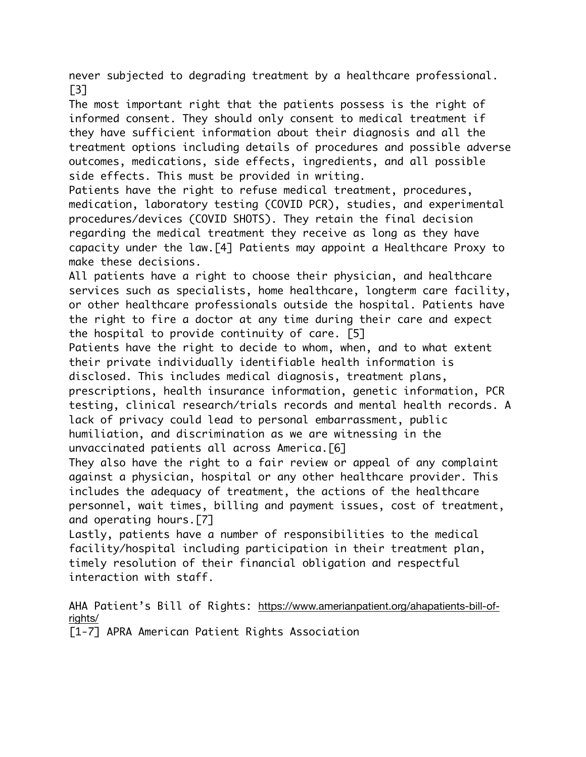never subjected to degrading treatment by a healthcare professional. [3]

The most important right that the patients possess is the right of informed consent. They should only consent to medical treatment if they have sufficient information about their diagnosis and all the treatment options including details of procedures and possible adverse outcomes, medications, side effects, ingredients, and all possible side effects. This must be provided in writing.

Patients have the right to refuse medical treatment, procedures, medication, laboratory testing (COVID PCR), studies, and experimental procedures/devices (COVID SHOTS). They retain the final decision regarding the medical treatment they receive as long as they have capacity under the law.[4] Patients may appoint a Healthcare Proxy to make these decisions.

All patients have a right to choose their physician, and healthcare services such as specialists, home healthcare, longterm care facility, or other healthcare professionals outside the hospital. Patients have the right to fire a doctor at any time during their care and expect the hospital to provide continuity of care. [5]

Patients have the right to decide to whom, when, and to what extent their private individually identifiable health information is disclosed. This includes medical diagnosis, treatment plans, prescriptions, health insurance information, genetic information, PCR testing, clinical research/trials records and mental health records. A lack of privacy could lead to personal embarrassment, public humiliation, and discrimination as we are witnessing in the unvaccinated patients all across America.[6]

They also have the right to a fair review or appeal of any complaint against a physician, hospital or any other healthcare provider. This includes the adequacy of treatment, the actions of the healthcare personnel, wait times, billing and payment issues, cost of treatment, and operating hours.[7]

Lastly, patients have a number of responsibilities to the medical facility/hospital including participation in their treatment plan, timely resolution of their financial obligation and respectful interaction with staff.

AHA Patient's Bill of Rights: https://www.amerianpatient.org/ahapatients-bill-of-rights/

[1-7] APRA American Patient Rights Association